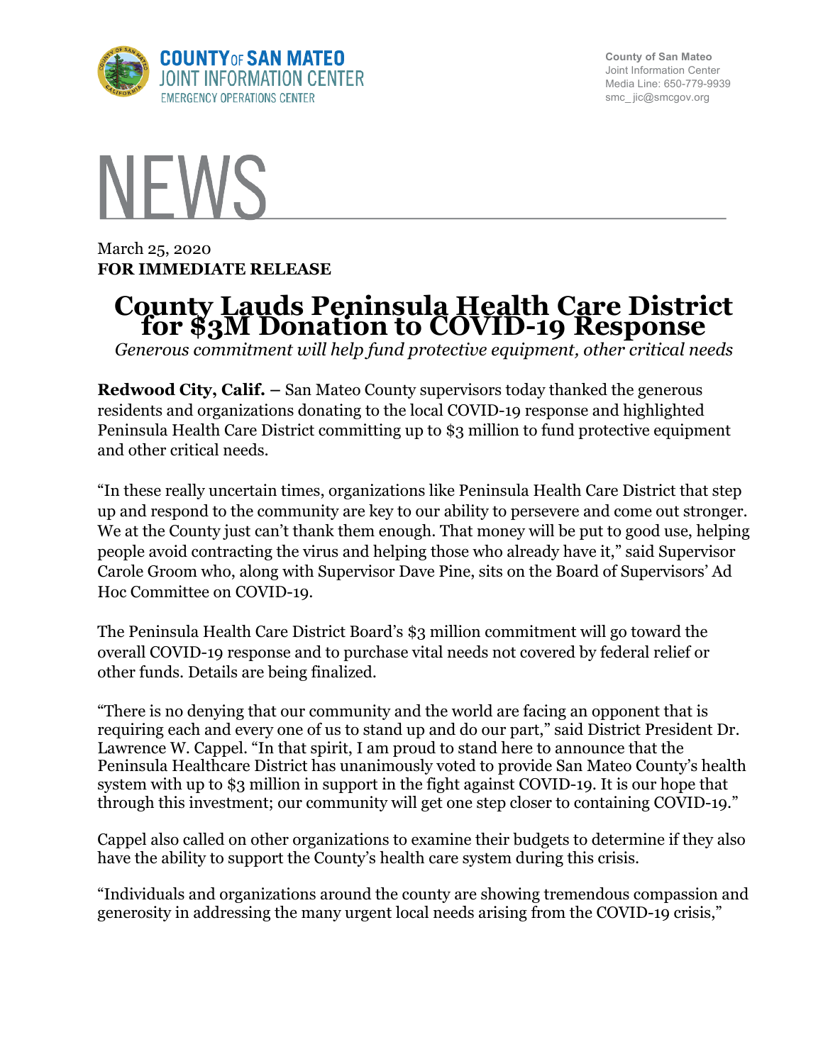COUNTY OF SAN MATEO
JOINT INFORMATION CENTER
EMERGENCY OPERATIONS CENTER

County of San Mateo
Joint Information Center
Media Line: 650-779-9939
smc_ jic@smcgov.org

# NEWS

March 25, 2020
**FOR IMMEDIATE RELEASE**

# County Lauds Peninsula Health Care District for $3M Donation to COVID-19 Response

*Generous commitment will help fund protective equipment, other critical needs*

**Redwood City, Calif. –** San Mateo County supervisors today thanked the generous residents and organizations donating to the local COVID-19 response and highlighted Peninsula Health Care District committing up to $3 million to fund protective equipment and other critical needs.

"In these really uncertain times, organizations like Peninsula Health Care District that step up and respond to the community are key to our ability to persevere and come out stronger. We at the County just can't thank them enough. That money will be put to good use, helping people avoid contracting the virus and helping those who already have it," said Supervisor Carole Groom who, along with Supervisor Dave Pine, sits on the Board of Supervisors' Ad Hoc Committee on COVID-19.

The Peninsula Health Care District Board's $3 million commitment will go toward the overall COVID-19 response and to purchase vital needs not covered by federal relief or other funds. Details are being finalized.

"There is no denying that our community and the world are facing an opponent that is requiring each and every one of us to stand up and do our part," said District President Dr. Lawrence W. Cappel. "In that spirit, I am proud to stand here to announce that the Peninsula Healthcare District has unanimously voted to provide San Mateo County's health system with up to $3 million in support in the fight against COVID-19. It is our hope that through this investment; our community will get one step closer to containing COVID-19."

Cappel also called on other organizations to examine their budgets to determine if they also have the ability to support the County's health care system during this crisis.

"Individuals and organizations around the county are showing tremendous compassion and generosity in addressing the many urgent local needs arising from the COVID-19 crisis,"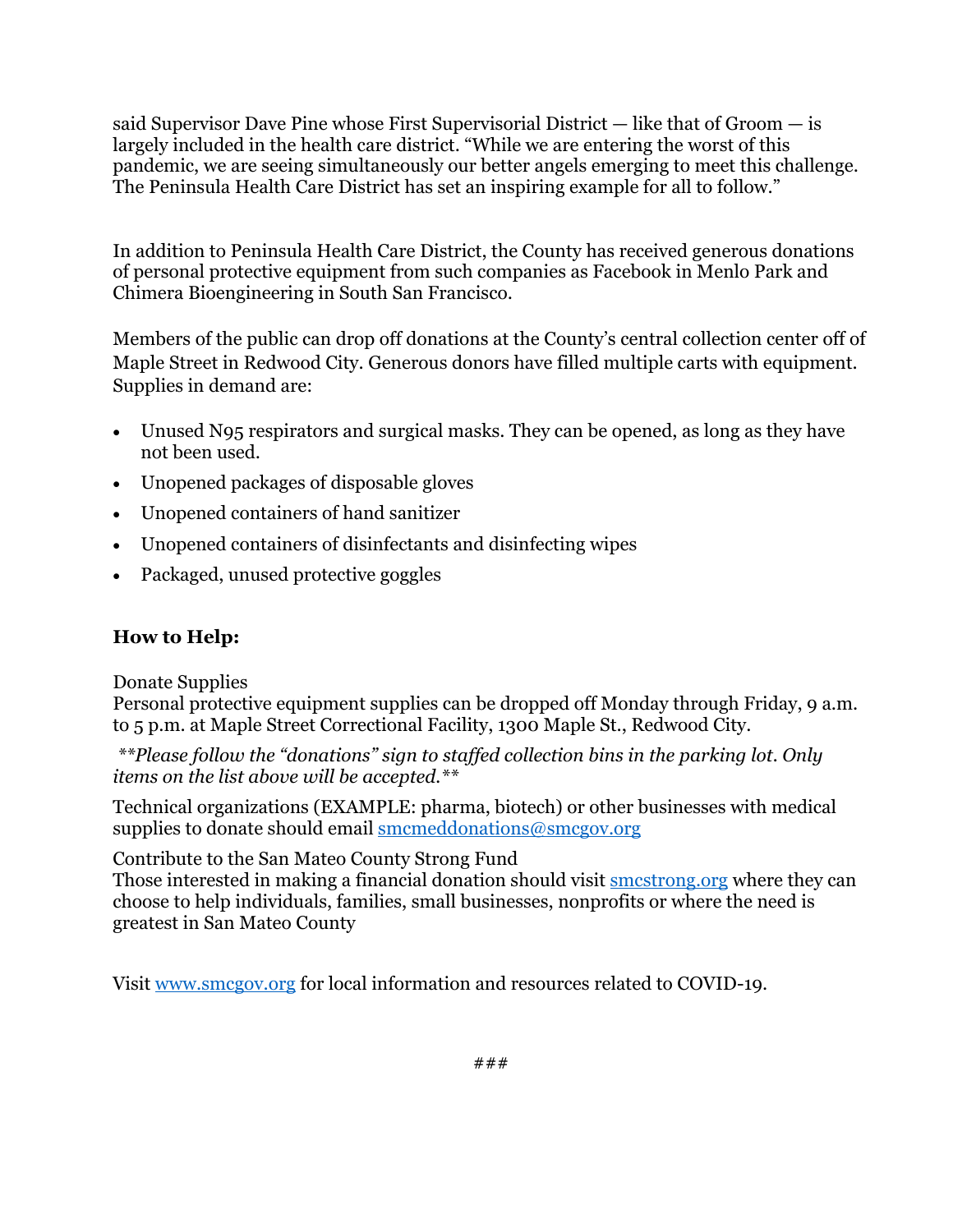said Supervisor Dave Pine whose First Supervisorial District — like that of Groom — is largely included in the health care district. “While we are entering the worst of this pandemic, we are seeing simultaneously our better angels emerging to meet this challenge. The Peninsula Health Care District has set an inspiring example for all to follow.”

In addition to Peninsula Health Care District, the County has received generous donations of personal protective equipment from such companies as Facebook in Menlo Park and Chimera Bioengineering in South San Francisco.

Members of the public can drop off donations at the County’s central collection center off of Maple Street in Redwood City. Generous donors have filled multiple carts with equipment. Supplies in demand are:

- Unused N95 respirators and surgical masks. They can be opened, as long as they have not been used.
- Unopened packages of disposable gloves
- Unopened containers of hand sanitizer
- Unopened containers of disinfectants and disinfecting wipes
- Packaged, unused protective goggles

**How to Help:**

Donate Supplies
Personal protective equipment supplies can be dropped off Monday through Friday, 9 a.m. to 5 p.m. at Maple Street Correctional Facility, 1300 Maple St., Redwood City.

*\*\*Please follow the “donations” sign to staffed collection bins in the parking lot. Only items on the list above will be accepted.\*\**

Technical organizations (EXAMPLE: pharma, biotech) or other businesses with medical supplies to donate should email [smcmeddonations@smcgov.org](mailto:smcmeddonations@smcgov.org)

Contribute to the San Mateo County Strong Fund
Those interested in making a financial donation should visit [smcstrong.org](smcstrong.org) where they can choose to help individuals, families, small businesses, nonprofits or where the need is greatest in San Mateo County

Visit [www.smcgov.org](www.smcgov.org) for local information and resources related to COVID-19.

###